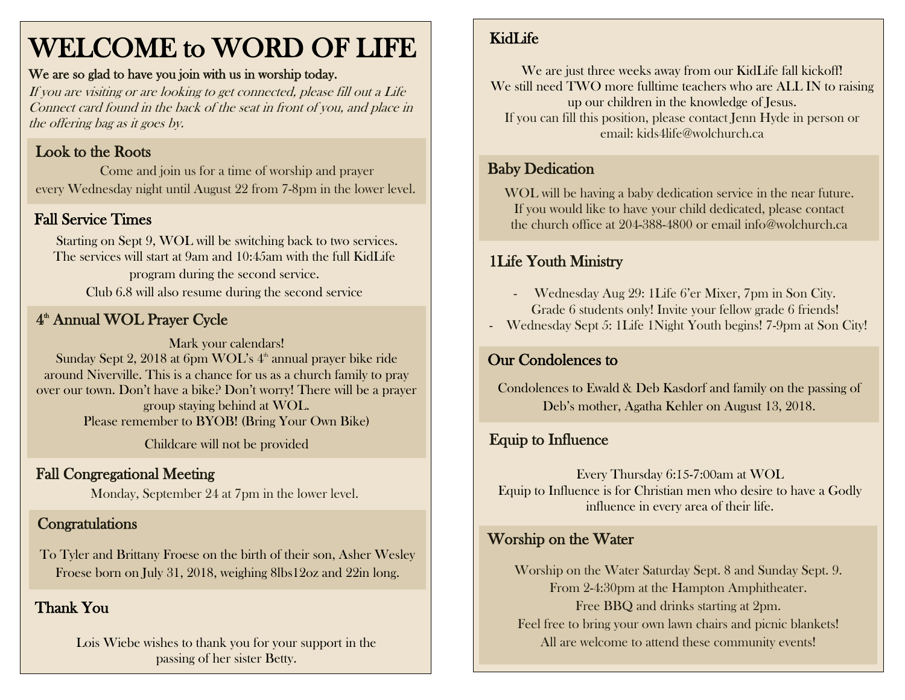# WELCOME to WORD OF LIFE

**We are so glad to have you join with us in worship today.**

*If you are visiting or are looking to get connected, please fill out a Life Connect card found in the back of the seat in front of you, and place in the offering bag as it goes by.*

## Look to the Roots

Come and join us for a time of worship and prayer every Wednesday night until August 22 from 7-8pm in the lower level.

## Fall Service Times

Starting on Sept 9, WOL will be switching back to two services. The services will start at 9am and 10:45am with the full KidLife program during the second service.

Club 6.8 will also resume during the second service

## 4th Annual WOL Prayer Cycle

Mark your calendars!

Sunday Sept 2, 2018 at 6pm WOL's 4th annual prayer bike ride around Niverville. This is a chance for us as a church family to pray over our town. Don't have a bike? Don't worry! There will be a prayer group staying behind at WOL.

Please remember to BYOB! (Bring Your Own Bike)

Childcare will not be provided

## Fall Congregational Meeting

Monday, September 24 at 7pm in the lower level.

## Congratulations

To Tyler and Brittany Froese on the birth of their son, Asher Wesley Froese born on July 31, 2018, weighing 8lbs12oz and 22in long.

## Thank You

Lois Wiebe wishes to thank you for your support in the passing of her sister Betty.

## KidLife

We are just three weeks away from our KidLife fall kickoff!

We still need TWO more fulltime teachers who are ALL IN to raising up our children in the knowledge of Jesus.

If you can fill this position, please contact Jenn Hyde in person or email: kids4life@wolchurch.ca

## Baby Dedication

WOL will be having a baby dedication service in the near future. If you would like to have your child dedicated, please contact the church office at 204-388-4800 or email info@wolchurch.ca

## 1Life Youth Ministry

- Wednesday Aug 29: 1Life 6'er Mixer, 7pm in Son City. Grade 6 students only! Invite your fellow grade 6 friends!
- Wednesday Sept 5: 1Life 1Night Youth begins! 7-9pm at Son City!

## Our Condolences to

Condolences to Ewald & Deb Kasdorf and family on the passing of Deb's mother, Agatha Kehler on August 13, 2018.

## Equip to Influence

Every Thursday 6:15-7:00am at WOL

Equip to Influence is for Christian men who desire to have a Godly influence in every area of their life.

## Worship on the Water

Worship on the Water Saturday Sept. 8 and Sunday Sept. 9.

From 2-4:30pm at the Hampton Amphitheater.

Free BBQ and drinks starting at 2pm.

Feel free to bring your own lawn chairs and picnic blankets!

All are welcome to attend these community events!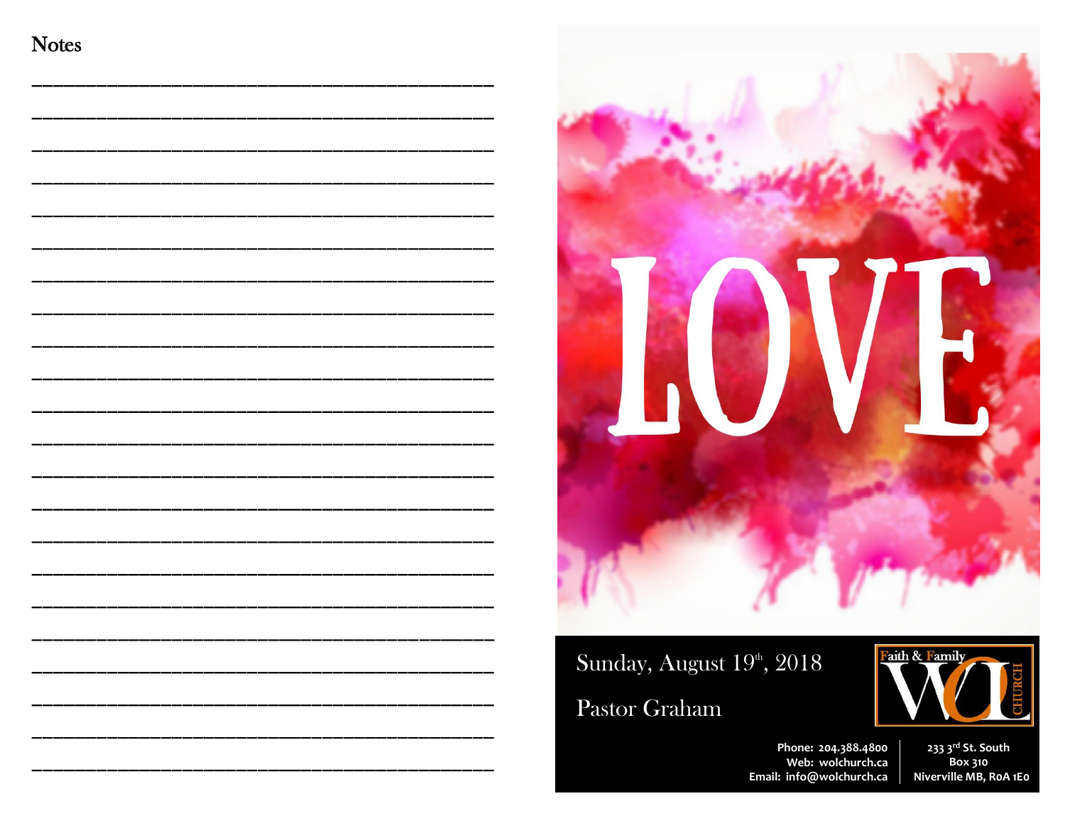## Notes

_______________________________________________

_______________________________________________

_______________________________________________

_______________________________________________

_______________________________________________

_______________________________________________

_______________________________________________

_______________________________________________

_______________________________________________

_______________________________________________

_______________________________________________

_______________________________________________

_______________________________________________

_______________________________________________

_______________________________________________

_______________________________________________

_______________________________________________

_______________________________________________

_______________________________________________

_______________________________________________

_______________________________________________

_______________________________________________

# LOVE

Sunday, August 19th, 2018

Pastor Graham

Faith & Family WOL CHURCH

Phone: 204.388.4800
Web: wolchurch.ca
Email: info@wolchurch.ca

233 3rd St. South
Box 310
Niverville MB, R0A 1E0